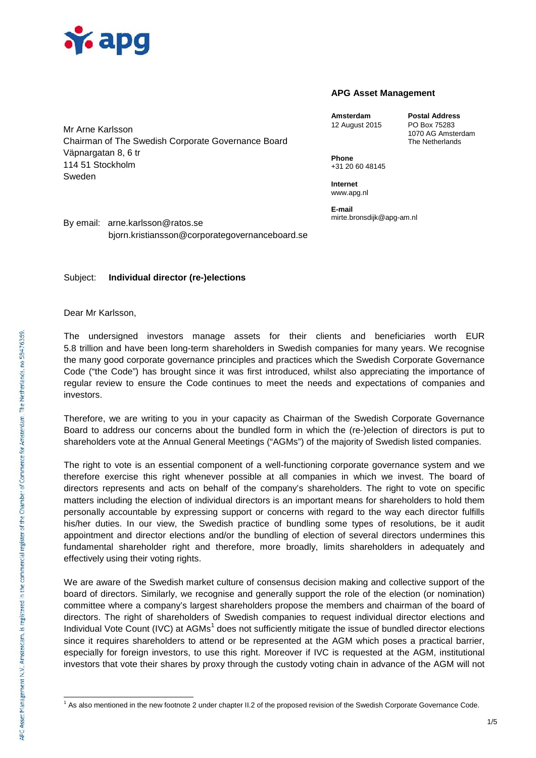**APG Asset Management**

**Amsterdam**
12 August 2015

**Postal Address**
PO Box 75283
1070 AG Amsterdam
The Netherlands

**Phone**
+31 20 60 48145

**Internet**
www.apg.nl

**E-mail**
mirte.bronsdijk@apg-am.nl

Mr Arne Karlsson
Chairman of The Swedish Corporate Governance Board
Väpnargatan 8, 6 tr
114 51 Stockholm
Sweden

By email: arne.karlsson@ratos.se
bjorn.kristiansson@corporategovernanceboard.se

Subject: **Individual director (re-)elections**

Dear Mr Karlsson,

The undersigned investors manage assets for their clients and beneficiaries worth EUR 5.8 trillion and have been long-term shareholders in Swedish companies for many years. We recognise the many good corporate governance principles and practices which the Swedish Corporate Governance Code ("the Code") has brought since it was first introduced, whilst also appreciating the importance of regular review to ensure the Code continues to meet the needs and expectations of companies and investors.

Therefore, we are writing to you in your capacity as Chairman of the Swedish Corporate Governance Board to address our concerns about the bundled form in which the (re-)election of directors is put to shareholders vote at the Annual General Meetings ("AGMs") of the majority of Swedish listed companies.

The right to vote is an essential component of a well-functioning corporate governance system and we therefore exercise this right whenever possible at all companies in which we invest. The board of directors represents and acts on behalf of the company's shareholders. The right to vote on specific matters including the election of individual directors is an important means for shareholders to hold them personally accountable by expressing support or concerns with regard to the way each director fulfills his/her duties. In our view, the Swedish practice of bundling some types of resolutions, be it audit appointment and director elections and/or the bundling of election of several directors undermines this fundamental shareholder right and therefore, more broadly, limits shareholders in adequately and effectively using their voting rights.

We are aware of the Swedish market culture of consensus decision making and collective support of the board of directors. Similarly, we recognise and generally support the role of the election (or nomination) committee where a company's largest shareholders propose the members and chairman of the board of directors. The right of shareholders of Swedish companies to request individual director elections and Individual Vote Count (IVC) at AGMs[1] does not sufficiently mitigate the issue of bundled director elections since it requires shareholders to attend or be represented at the AGM which poses a practical barrier, especially for foreign investors, to use this right. Moreover if IVC is requested at the AGM, institutional investors that vote their shares by proxy through the custody voting chain in advance of the AGM will not

[1] As also mentioned in the new footnote 2 under chapter II.2 of the proposed revision of the Swedish Corporate Governance Code.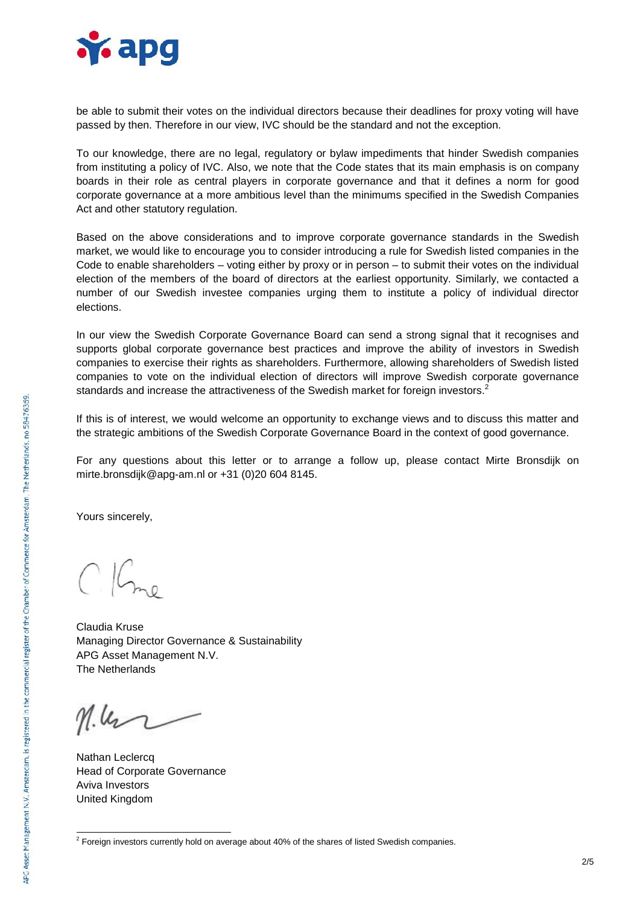be able to submit their votes on the individual directors because their deadlines for proxy voting will have passed by then. Therefore in our view, IVC should be the standard and not the exception.

To our knowledge, there are no legal, regulatory or bylaw impediments that hinder Swedish companies from instituting a policy of IVC. Also, we note that the Code states that its main emphasis is on company boards in their role as central players in corporate governance and that it defines a norm for good corporate governance at a more ambitious level than the minimums specified in the Swedish Companies Act and other statutory regulation.

Based on the above considerations and to improve corporate governance standards in the Swedish market, we would like to encourage you to consider introducing a rule for Swedish listed companies in the Code to enable shareholders – voting either by proxy or in person – to submit their votes on the individual election of the members of the board of directors at the earliest opportunity. Similarly, we contacted a number of our Swedish investee companies urging them to institute a policy of individual director elections.

In our view the Swedish Corporate Governance Board can send a strong signal that it recognises and supports global corporate governance best practices and improve the ability of investors in Swedish companies to exercise their rights as shareholders. Furthermore, allowing shareholders of Swedish listed companies to vote on the individual election of directors will improve Swedish corporate governance standards and increase the attractiveness of the Swedish market for foreign investors.[2]

If this is of interest, we would welcome an opportunity to exchange views and to discuss this matter and the strategic ambitions of the Swedish Corporate Governance Board in the context of good governance.

For any questions about this letter or to arrange a follow up, please contact Mirte Bronsdijk on mirte.bronsdijk@apg-am.nl or +31 (0)20 604 8145.

Yours sincerely,

Claudia Kruse
Managing Director Governance & Sustainability
APG Asset Management N.V.
The Netherlands

Nathan Leclercq
Head of Corporate Governance
Aviva Investors
United Kingdom

[2] Foreign investors currently hold on average about 40% of the shares of listed Swedish companies.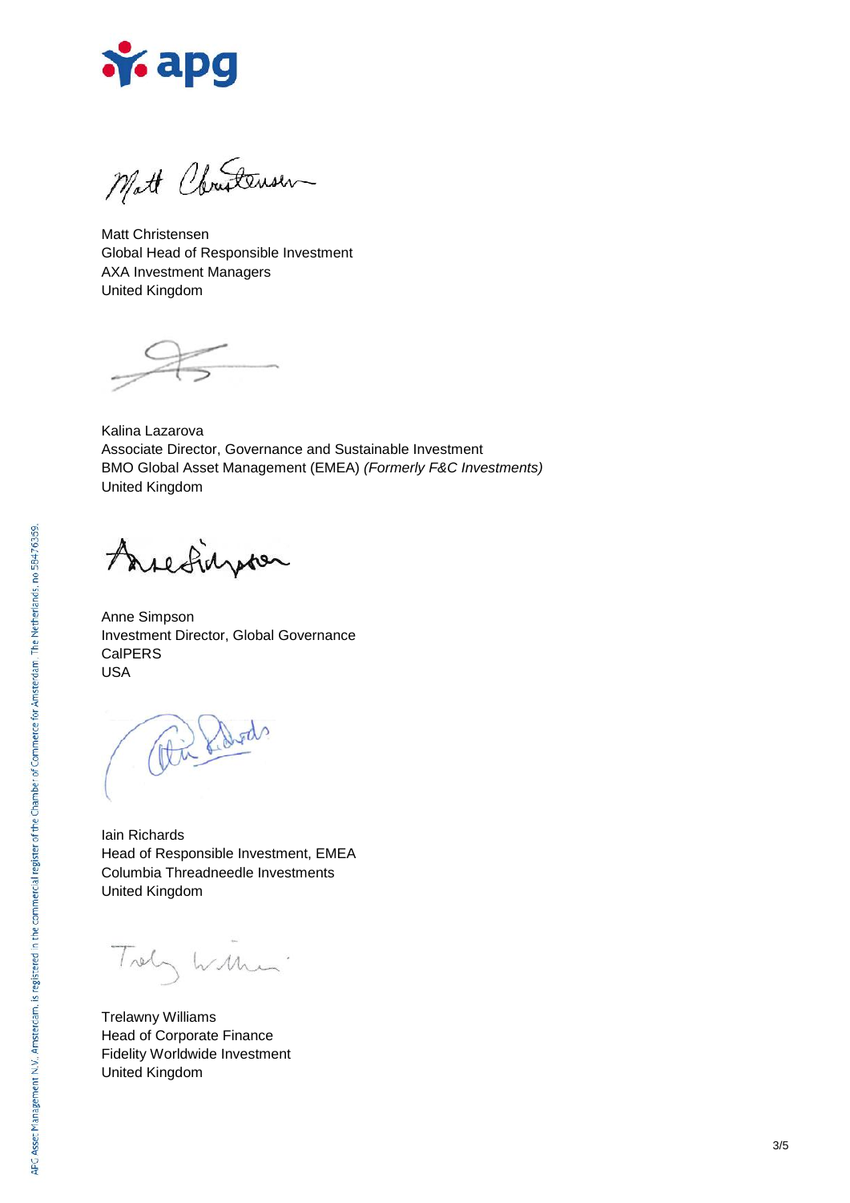Matt Christensen
Global Head of Responsible Investment
AXA Investment Managers
United Kingdom

Kalina Lazarova
Associate Director, Governance and Sustainable Investment
BMO Global Asset Management (EMEA) *(Formerly F&C Investments)*
United Kingdom

Anne Simpson
Investment Director, Global Governance
CalPERS
USA

Iain Richards
Head of Responsible Investment, EMEA
Columbia Threadneedle Investments
United Kingdom

Trelawny Williams
Head of Corporate Finance
Fidelity Worldwide Investment
United Kingdom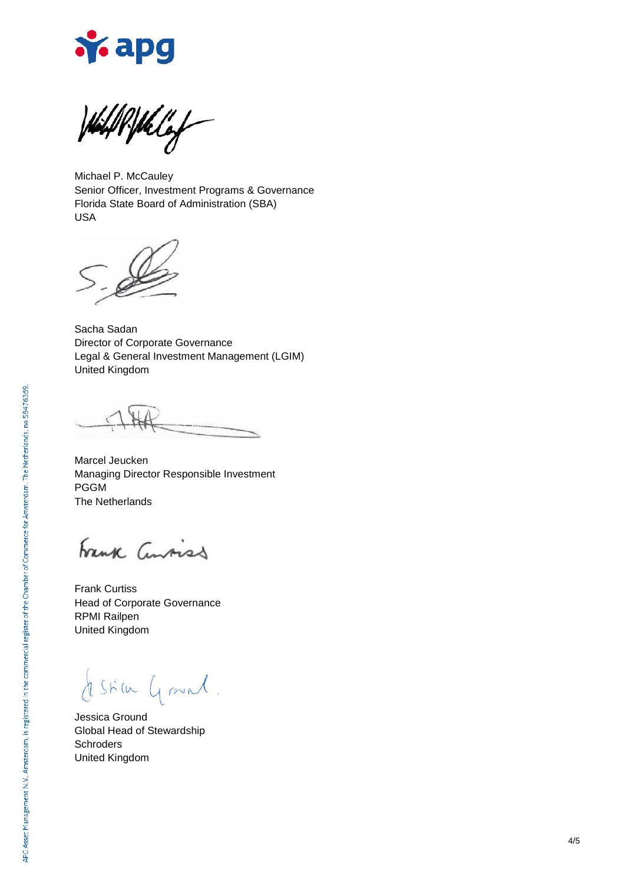Michael P. McCauley
Senior Officer, Investment Programs & Governance
Florida State Board of Administration (SBA)
USA

Sacha Sadan
Director of Corporate Governance
Legal & General Investment Management (LGIM)
United Kingdom

Marcel Jeucken
Managing Director Responsible Investment
PGGM
The Netherlands

Frank Curtiss
Head of Corporate Governance
RPMI Railpen
United Kingdom

Jessica Ground
Global Head of Stewardship
Schroders
United Kingdom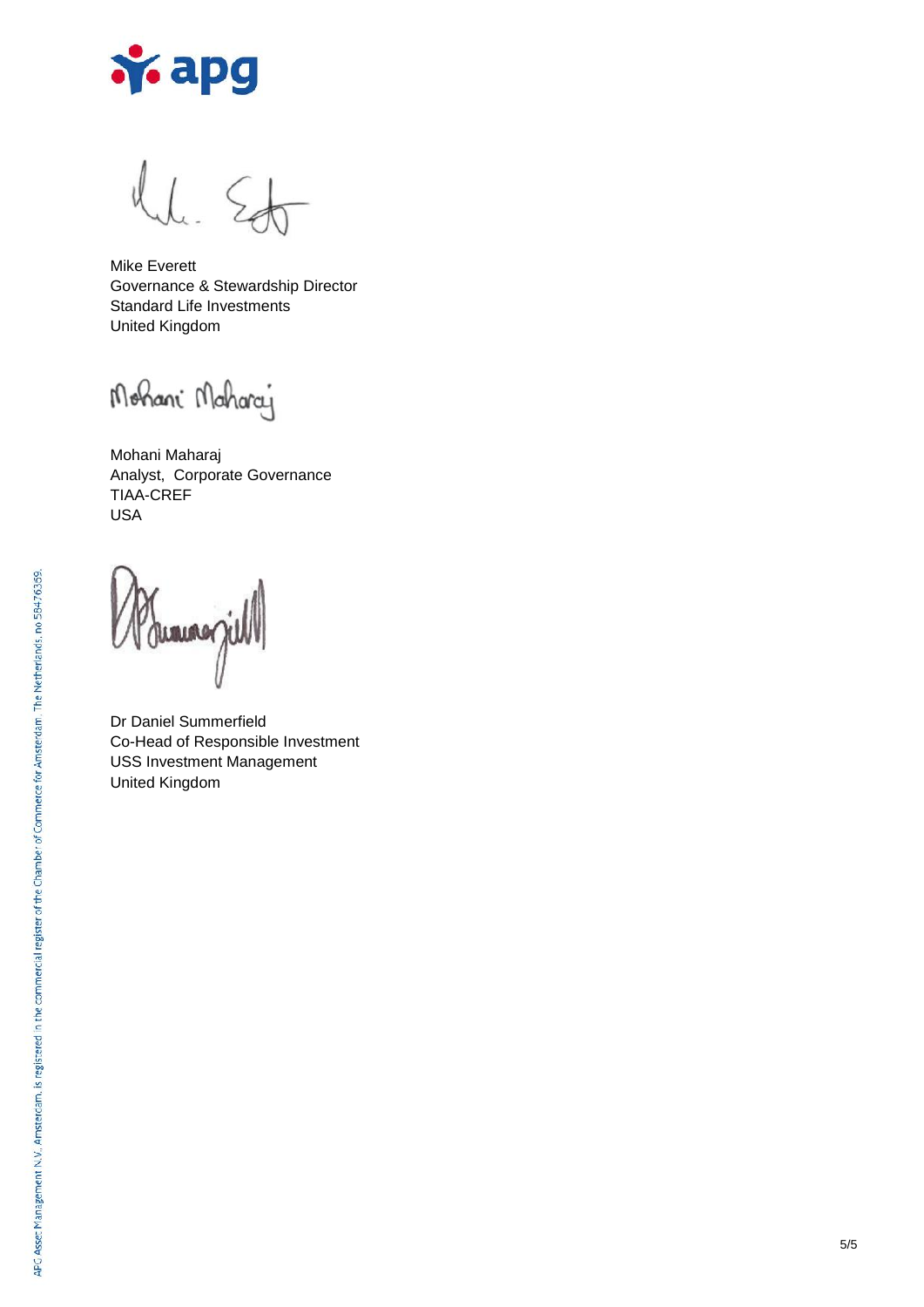Mike Everett
Governance & Stewardship Director
Standard Life Investments
United Kingdom

Mohani Maharaj
Analyst, Corporate Governance
TIAA-CREF
USA

Dr Daniel Summerfield
Co-Head of Responsible Investment
USS Investment Management
United Kingdom

APG Asset Management N.V., Amsterdam, is registered in the commercial register of the Chamber of Commerce for Amsterdam, The Netherlands, no 58476359.